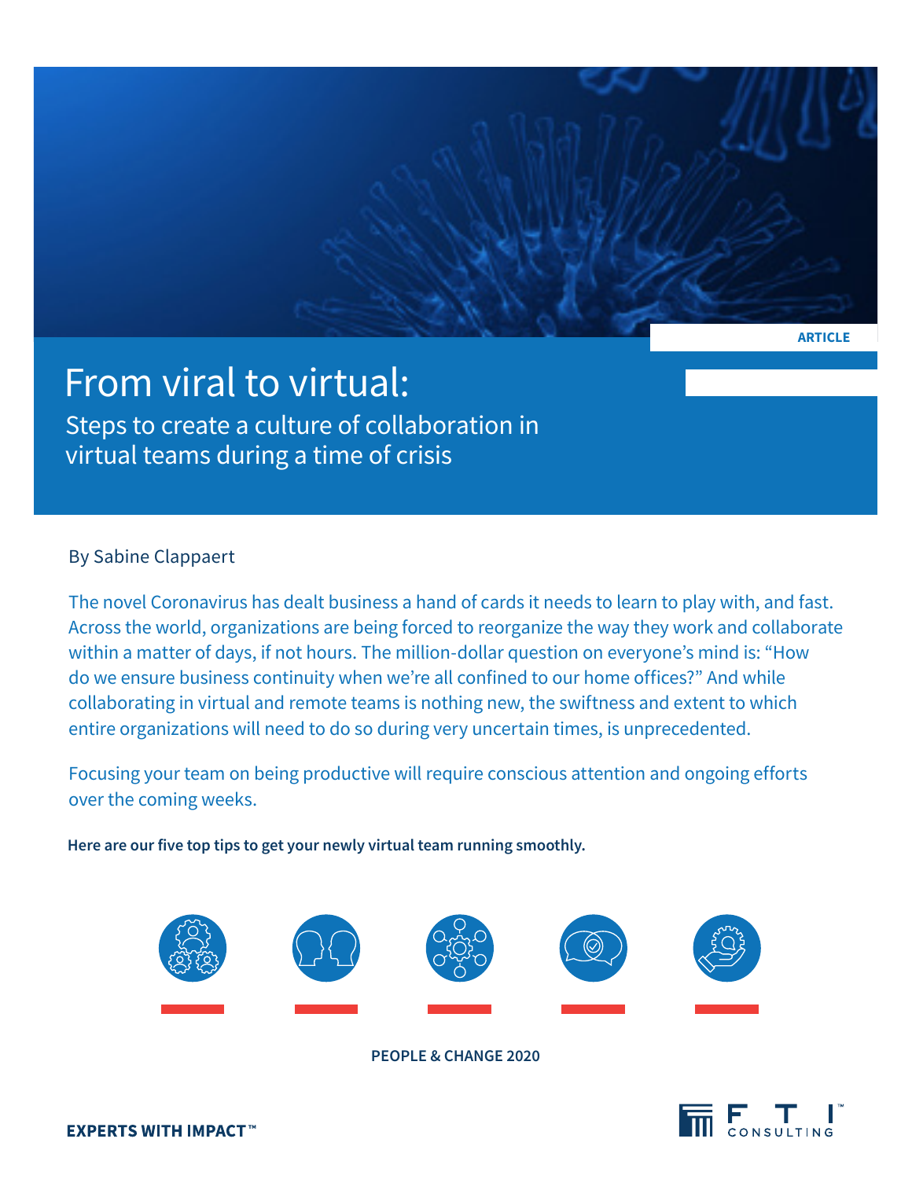ARTICLE

# From viral to virtual:

## Steps to create a culture of collaboration in virtual teams during a time of crisis

By Sabine Clappaert

The novel Coronavirus has dealt business a hand of cards it needs to learn to play with, and fast. Across the world, organizations are being forced to reorganize the way they work and collaborate within a matter of days, if not hours. The million-dollar question on everyone's mind is: "How do we ensure business continuity when we're all confined to our home offices?" And while collaborating in virtual and remote teams is nothing new, the swiftness and extent to which entire organizations will need to do so during very uncertain times, is unprecedented.

Focusing your team on being productive will require conscious attention and ongoing efforts over the coming weeks.

**Here are our five top tips to get your newly virtual team running smoothly.**

PEOPLE & CHANGE 2020

EXPERTS WITH IMPACT™

FTI CONSULTING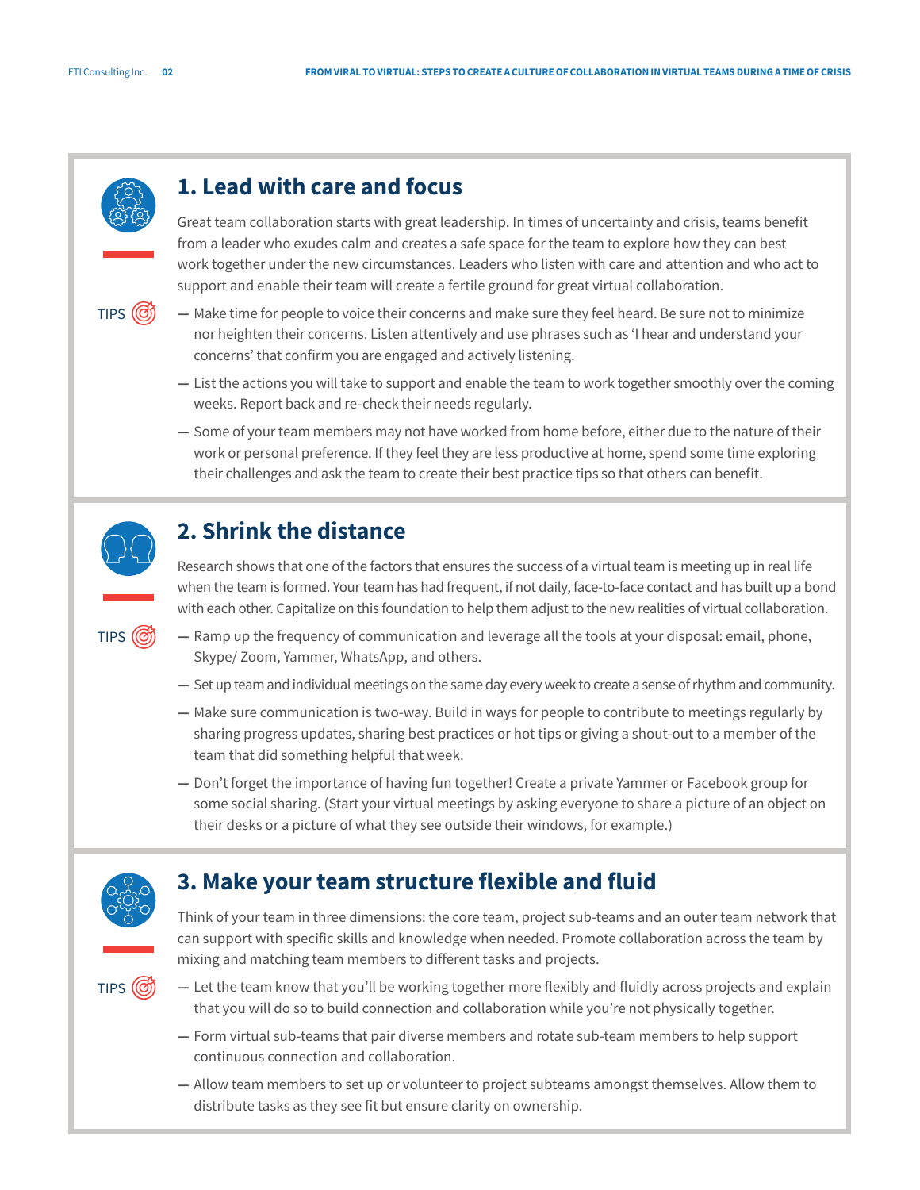## 1. Lead with care and focus

Great team collaboration starts with great leadership. In times of uncertainty and crisis, teams benefit from a leader who exudes calm and creates a safe space for the team to explore how they can best work together under the new circumstances. Leaders who listen with care and attention and who act to support and enable their team will create a fertile ground for great virtual collaboration.

TIPS

- Make time for people to voice their concerns and make sure they feel heard. Be sure not to minimize nor heighten their concerns. Listen attentively and use phrases such as 'I hear and understand your concerns' that confirm you are engaged and actively listening.
- List the actions you will take to support and enable the team to work together smoothly over the coming weeks. Report back and re-check their needs regularly.
- Some of your team members may not have worked from home before, either due to the nature of their work or personal preference. If they feel they are less productive at home, spend some time exploring their challenges and ask the team to create their best practice tips so that others can benefit.

## 2. Shrink the distance

Research shows that one of the factors that ensures the success of a virtual team is meeting up in real life when the team is formed. Your team has had frequent, if not daily, face-to-face contact and has built up a bond with each other. Capitalize on this foundation to help them adjust to the new realities of virtual collaboration.

TIPS

- Ramp up the frequency of communication and leverage all the tools at your disposal: email, phone, Skype/ Zoom, Yammer, WhatsApp, and others.
- Set up team and individual meetings on the same day every week to create a sense of rhythm and community.
- Make sure communication is two-way. Build in ways for people to contribute to meetings regularly by sharing progress updates, sharing best practices or hot tips or giving a shout-out to a member of the team that did something helpful that week.
- Don't forget the importance of having fun together! Create a private Yammer or Facebook group for some social sharing. (Start your virtual meetings by asking everyone to share a picture of an object on their desks or a picture of what they see outside their windows, for example.)

## 3. Make your team structure flexible and fluid

Think of your team in three dimensions: the core team, project sub-teams and an outer team network that can support with specific skills and knowledge when needed. Promote collaboration across the team by mixing and matching team members to different tasks and projects.

TIPS

- Let the team know that you'll be working together more flexibly and fluidly across projects and explain that you will do so to build connection and collaboration while you're not physically together.
- Form virtual sub-teams that pair diverse members and rotate sub-team members to help support continuous connection and collaboration.
- Allow team members to set up or volunteer to project subteams amongst themselves. Allow them to distribute tasks as they see fit but ensure clarity on ownership.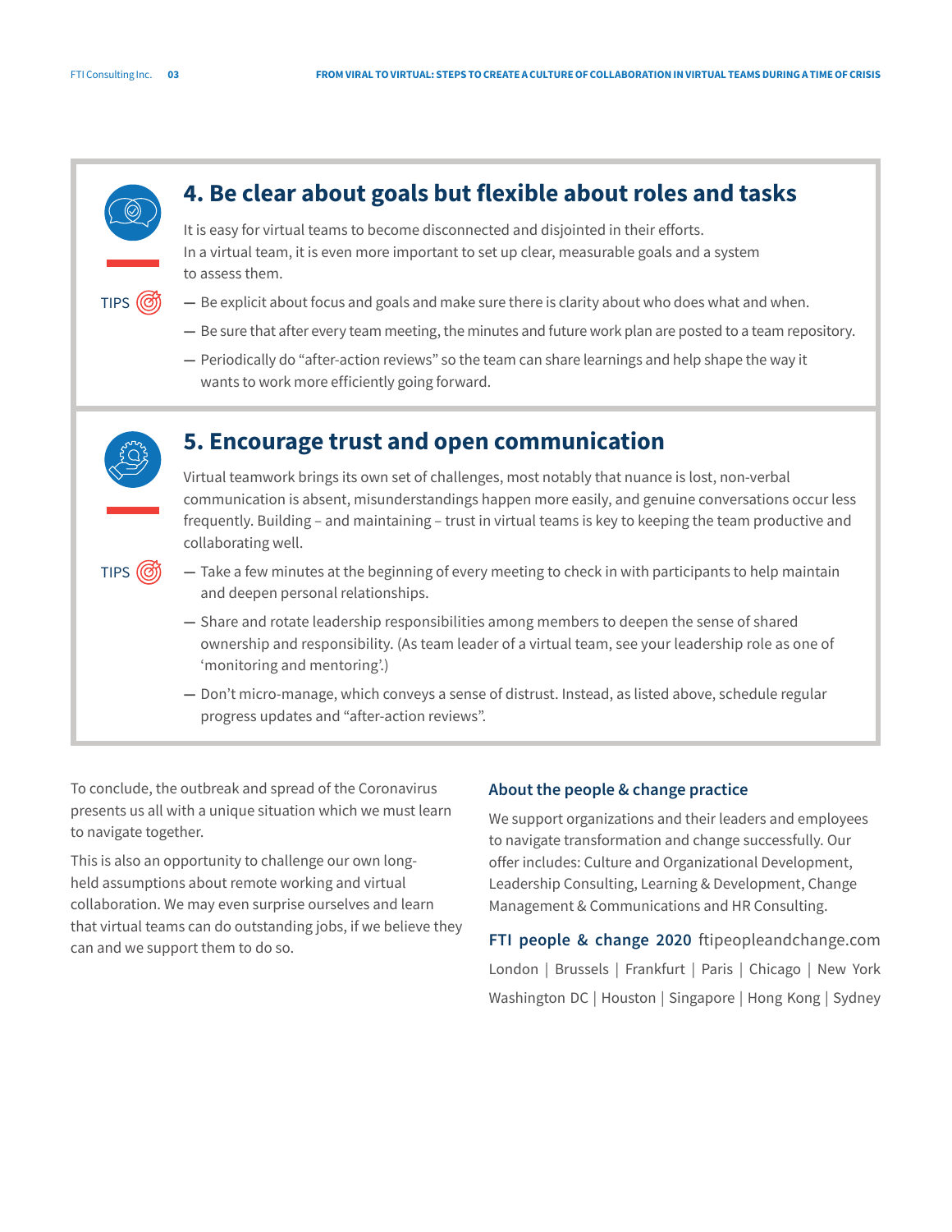## 4. Be clear about goals but flexible about roles and tasks

It is easy for virtual teams to become disconnected and disjointed in their efforts. In a virtual team, it is even more important to set up clear, measurable goals and a system to assess them.

TIPS

- Be explicit about focus and goals and make sure there is clarity about who does what and when.
- Be sure that after every team meeting, the minutes and future work plan are posted to a team repository.
- Periodically do "after-action reviews" so the team can share learnings and help shape the way it wants to work more efficiently going forward.

## 5. Encourage trust and open communication

Virtual teamwork brings its own set of challenges, most notably that nuance is lost, non-verbal communication is absent, misunderstandings happen more easily, and genuine conversations occur less frequently. Building – and maintaining – trust in virtual teams is key to keeping the team productive and collaborating well.

TIPS

- Take a few minutes at the beginning of every meeting to check in with participants to help maintain and deepen personal relationships.
- Share and rotate leadership responsibilities among members to deepen the sense of shared ownership and responsibility. (As team leader of a virtual team, see your leadership role as one of 'monitoring and mentoring'.)
- Don't micro-manage, which conveys a sense of distrust. Instead, as listed above, schedule regular progress updates and "after-action reviews".

To conclude, the outbreak and spread of the Coronavirus presents us all with a unique situation which we must learn to navigate together.

This is also an opportunity to challenge our own long-held assumptions about remote working and virtual collaboration. We may even surprise ourselves and learn that virtual teams can do outstanding jobs, if we believe they can and we support them to do so.

### About the people & change practice

We support organizations and their leaders and employees to navigate transformation and change successfully. Our offer includes: Culture and Organizational Development, Leadership Consulting, Learning & Development, Change Management & Communications and HR Consulting.

**FTI people & change 2020** ftipeopleandchange.com

London | Brussels | Frankfurt | Paris | Chicago | New York

Washington DC | Houston | Singapore | Hong Kong | Sydney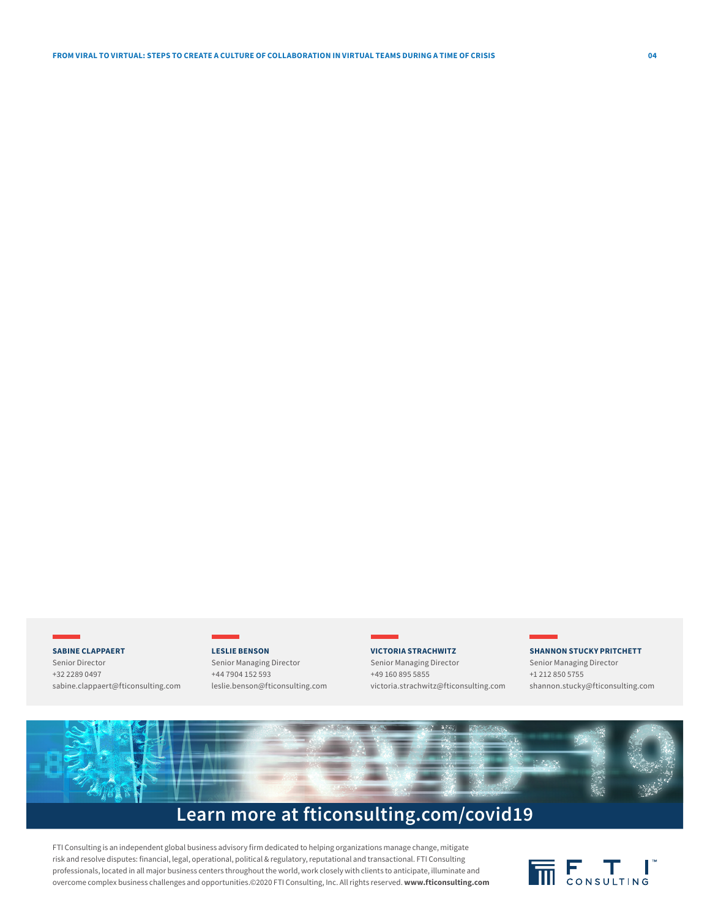**SABINE CLAPPAERT**
Senior Director
+32 2289 0497
sabine.clappaert@fticonsulting.com

**LESLIE BENSON**
Senior Managing Director
+44 7904 152 593
leslie.benson@fticonsulting.com

**VICTORIA STRACHWITZ**
Senior Managing Director
+49 160 895 5855
victoria.strachwitz@fticonsulting.com

**SHANNON STUCKY PRITCHETT**
Senior Managing Director
+1 212 850 5755
shannon.stucky@fticonsulting.com

**Learn more at fticonsulting.com/covid19**

FTI Consulting is an independent global business advisory firm dedicated to helping organizations manage change, mitigate risk and resolve disputes: financial, legal, operational, political & regulatory, reputational and transactional. FTI Consulting professionals, located in all major business centers throughout the world, work closely with clients to anticipate, illuminate and overcome complex business challenges and opportunities.©2020 FTI Consulting, Inc. All rights reserved. **www.fticonsulting.com**